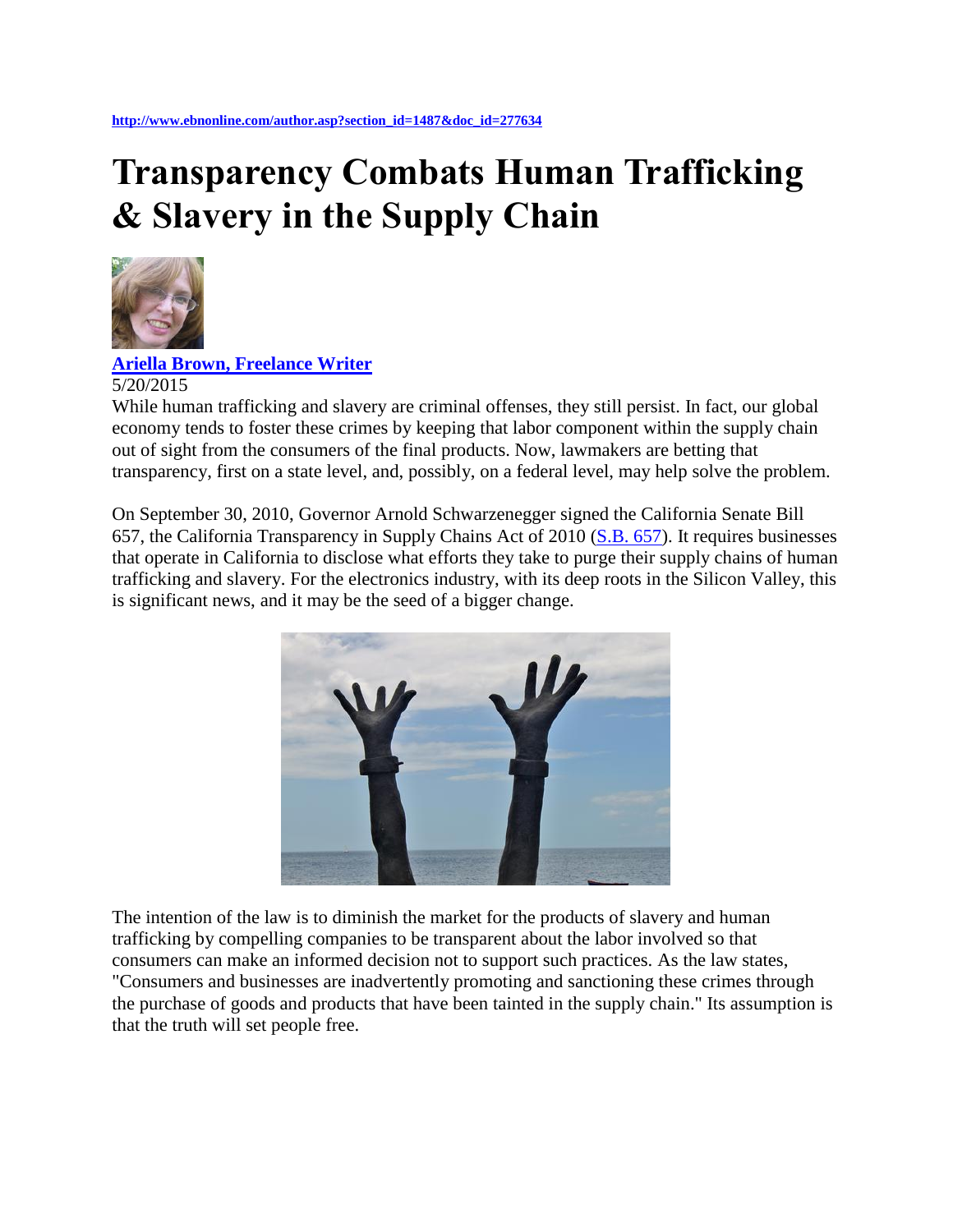http://www.ebnonline.com/author.asp?section_id=1487&doc_id=277634

# Transparency Combats Human Trafficking & Slavery in the Supply Chain

**Ariella Brown, Freelance Writer**
5/20/2015

While human trafficking and slavery are criminal offenses, they still persist. In fact, our global economy tends to foster these crimes by keeping that labor component within the supply chain out of sight from the consumers of the final products. Now, lawmakers are betting that transparency, first on a state level, and, possibly, on a federal level, may help solve the problem.

On September 30, 2010, Governor Arnold Schwarzenegger signed the California Senate Bill 657, the California Transparency in Supply Chains Act of 2010 (S.B. 657). It requires businesses that operate in California to disclose what efforts they take to purge their supply chains of human trafficking and slavery. For the electronics industry, with its deep roots in the Silicon Valley, this is significant news, and it may be the seed of a bigger change.

The intention of the law is to diminish the market for the products of slavery and human trafficking by compelling companies to be transparent about the labor involved so that consumers can make an informed decision not to support such practices. As the law states, "Consumers and businesses are inadvertently promoting and sanctioning these crimes through the purchase of goods and products that have been tainted in the supply chain." Its assumption is that the truth will set people free.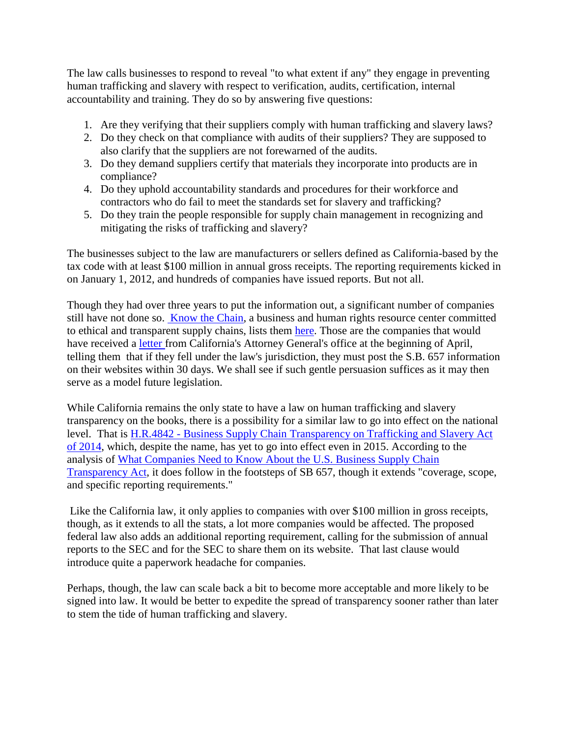The law calls businesses to respond to reveal "to what extent if any" they engage in preventing human trafficking and slavery with respect to verification, audits, certification, internal accountability and training. They do so by answering five questions:

1. Are they verifying that their suppliers comply with human trafficking and slavery laws?
2. Do they check on that compliance with audits of their suppliers? They are supposed to also clarify that the suppliers are not forewarned of the audits.
3. Do they demand suppliers certify that materials they incorporate into products are in compliance?
4. Do they uphold accountability standards and procedures for their workforce and contractors who do fail to meet the standards set for slavery and trafficking?
5. Do they train the people responsible for supply chain management in recognizing and mitigating the risks of trafficking and slavery?

The businesses subject to the law are manufacturers or sellers defined as California-based by the tax code with at least $100 million in annual gross receipts. The reporting requirements kicked in on January 1, 2012, and hundreds of companies have issued reports. But not all.

Though they had over three years to put the information out, a significant number of companies still have not done so. Know the Chain, a business and human rights resource center committed to ethical and transparent supply chains, lists them here. Those are the companies that would have received a letter from California's Attorney General's office at the beginning of April, telling them that if they fell under the law's jurisdiction, they must post the S.B. 657 information on their websites within 30 days. We shall see if such gentle persuasion suffices as it may then serve as a model future legislation.

While California remains the only state to have a law on human trafficking and slavery transparency on the books, there is a possibility for a similar law to go into effect on the national level. That is H.R.4842 - Business Supply Chain Transparency on Trafficking and Slavery Act of 2014, which, despite the name, has yet to go into effect even in 2015. According to the analysis of What Companies Need to Know About the U.S. Business Supply Chain Transparency Act, it does follow in the footsteps of SB 657, though it extends "coverage, scope, and specific reporting requirements."

Like the California law, it only applies to companies with over $100 million in gross receipts, though, as it extends to all the stats, a lot more companies would be affected. The proposed federal law also adds an additional reporting requirement, calling for the submission of annual reports to the SEC and for the SEC to share them on its website. That last clause would introduce quite a paperwork headache for companies.

Perhaps, though, the law can scale back a bit to become more acceptable and more likely to be signed into law. It would be better to expedite the spread of transparency sooner rather than later to stem the tide of human trafficking and slavery.